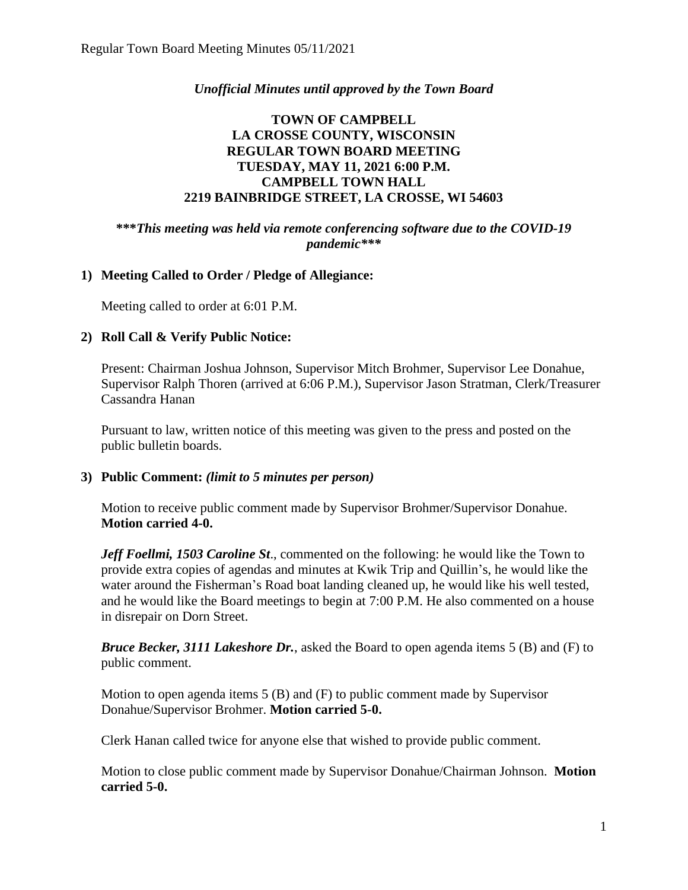*Unofficial Minutes until approved by the Town Board*

**TOWN OF CAMPBELL**
**LA CROSSE COUNTY, WISCONSIN**
**REGULAR TOWN BOARD MEETING**
**TUESDAY, MAY 11, 2021 6:00 P.M.**
**CAMPBELL TOWN HALL**
**2219 BAINBRIDGE STREET, LA CROSSE, WI 54603**

***\*\*\*This meeting was held via remote conferencing software due to the COVID-19 pandemic\*\*\****

**1) Meeting Called to Order / Pledge of Allegiance:**

Meeting called to order at 6:01 P.M.

**2) Roll Call & Verify Public Notice:**

Present: Chairman Joshua Johnson, Supervisor Mitch Brohmer, Supervisor Lee Donahue, Supervisor Ralph Thoren (arrived at 6:06 P.M.), Supervisor Jason Stratman, Clerk/Treasurer Cassandra Hanan

Pursuant to law, written notice of this meeting was given to the press and posted on the public bulletin boards.

**3) Public Comment:** *(limit to 5 minutes per person)*

Motion to receive public comment made by Supervisor Brohmer/Supervisor Donahue. **Motion carried 4-0.**

***Jeff Foellmi, 1503 Caroline St*.**, commented on the following: he would like the Town to provide extra copies of agendas and minutes at Kwik Trip and Quillin's, he would like the water around the Fisherman's Road boat landing cleaned up, he would like his well tested, and he would like the Board meetings to begin at 7:00 P.M. He also commented on a house in disrepair on Dorn Street.

***Bruce Becker, 3111 Lakeshore Dr.***, asked the Board to open agenda items 5 (B) and (F) to public comment.

Motion to open agenda items 5 (B) and (F) to public comment made by Supervisor Donahue/Supervisor Brohmer. **Motion carried 5-0.**

Clerk Hanan called twice for anyone else that wished to provide public comment.

Motion to close public comment made by Supervisor Donahue/Chairman Johnson. **Motion carried 5-0.**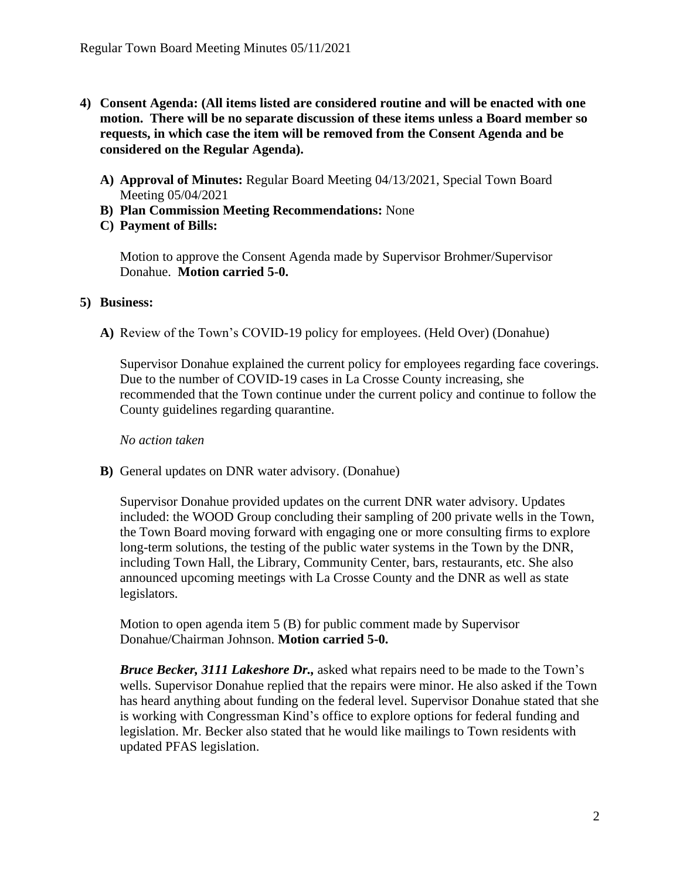**4) Consent Agenda: (All items listed are considered routine and will be enacted with one motion. There will be no separate discussion of these items unless a Board member so requests, in which case the item will be removed from the Consent Agenda and be considered on the Regular Agenda).**

- **A) Approval of Minutes:** Regular Board Meeting 04/13/2021, Special Town Board Meeting 05/04/2021
- **B) Plan Commission Meeting Recommendations:** None
- **C) Payment of Bills:**

  Motion to approve the Consent Agenda made by Supervisor Brohmer/Supervisor Donahue. **Motion carried 5-0.**

**5) Business:**

**A)** Review of the Town's COVID-19 policy for employees. (Held Over) (Donahue)

Supervisor Donahue explained the current policy for employees regarding face coverings. Due to the number of COVID-19 cases in La Crosse County increasing, she recommended that the Town continue under the current policy and continue to follow the County guidelines regarding quarantine.

*No action taken*

**B)** General updates on DNR water advisory. (Donahue)

Supervisor Donahue provided updates on the current DNR water advisory. Updates included: the WOOD Group concluding their sampling of 200 private wells in the Town, the Town Board moving forward with engaging one or more consulting firms to explore long-term solutions, the testing of the public water systems in the Town by the DNR, including Town Hall, the Library, Community Center, bars, restaurants, etc. She also announced upcoming meetings with La Crosse County and the DNR as well as state legislators.

Motion to open agenda item 5 (B) for public comment made by Supervisor Donahue/Chairman Johnson. **Motion carried 5-0.**

***Bruce Becker, 3111 Lakeshore Dr.,*** asked what repairs need to be made to the Town's wells. Supervisor Donahue replied that the repairs were minor. He also asked if the Town has heard anything about funding on the federal level. Supervisor Donahue stated that she is working with Congressman Kind's office to explore options for federal funding and legislation. Mr. Becker also stated that he would like mailings to Town residents with updated PFAS legislation.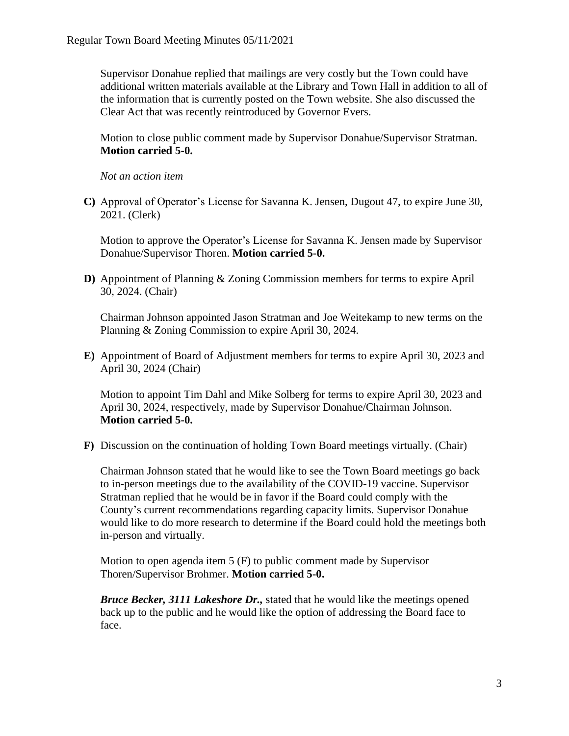Supervisor Donahue replied that mailings are very costly but the Town could have additional written materials available at the Library and Town Hall in addition to all of the information that is currently posted on the Town website. She also discussed the Clear Act that was recently reintroduced by Governor Evers.

Motion to close public comment made by Supervisor Donahue/Supervisor Stratman. **Motion carried 5-0.**

*Not an action item*

**C)** Approval of Operator's License for Savanna K. Jensen, Dugout 47, to expire June 30, 2021. (Clerk)

Motion to approve the Operator's License for Savanna K. Jensen made by Supervisor Donahue/Supervisor Thoren. **Motion carried 5-0.**

**D)** Appointment of Planning & Zoning Commission members for terms to expire April 30, 2024. (Chair)

Chairman Johnson appointed Jason Stratman and Joe Weitekamp to new terms on the Planning & Zoning Commission to expire April 30, 2024.

**E)** Appointment of Board of Adjustment members for terms to expire April 30, 2023 and April 30, 2024 (Chair)

Motion to appoint Tim Dahl and Mike Solberg for terms to expire April 30, 2023 and April 30, 2024, respectively, made by Supervisor Donahue/Chairman Johnson. **Motion carried 5-0.**

**F)** Discussion on the continuation of holding Town Board meetings virtually. (Chair)

Chairman Johnson stated that he would like to see the Town Board meetings go back to in-person meetings due to the availability of the COVID-19 vaccine. Supervisor Stratman replied that he would be in favor if the Board could comply with the County's current recommendations regarding capacity limits. Supervisor Donahue would like to do more research to determine if the Board could hold the meetings both in-person and virtually.

Motion to open agenda item 5 (F) to public comment made by Supervisor Thoren/Supervisor Brohmer. **Motion carried 5-0.**

***Bruce Becker, 3111 Lakeshore Dr.,*** stated that he would like the meetings opened back up to the public and he would like the option of addressing the Board face to face.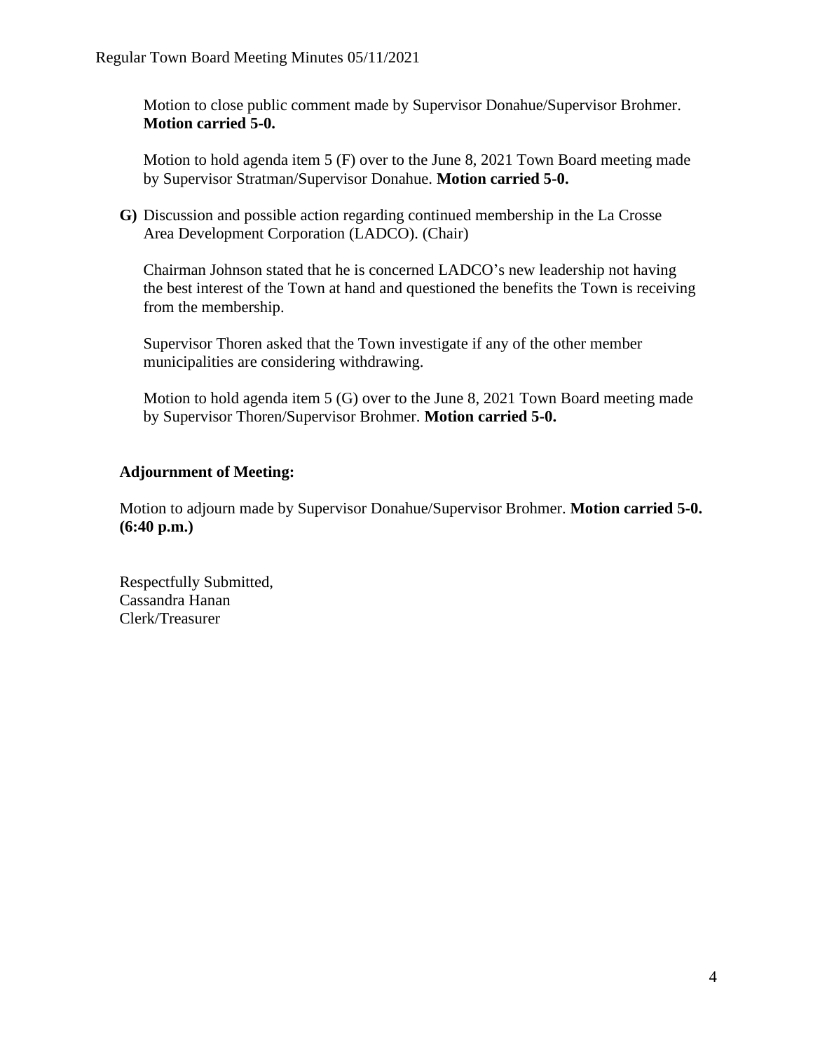Motion to close public comment made by Supervisor Donahue/Supervisor Brohmer. **Motion carried 5-0.**

Motion to hold agenda item 5 (F) over to the June 8, 2021 Town Board meeting made by Supervisor Stratman/Supervisor Donahue. **Motion carried 5-0.**

**G)** Discussion and possible action regarding continued membership in the La Crosse Area Development Corporation (LADCO). (Chair)

Chairman Johnson stated that he is concerned LADCO's new leadership not having the best interest of the Town at hand and questioned the benefits the Town is receiving from the membership.

Supervisor Thoren asked that the Town investigate if any of the other member municipalities are considering withdrawing.

Motion to hold agenda item 5 (G) over to the June 8, 2021 Town Board meeting made by Supervisor Thoren/Supervisor Brohmer. **Motion carried 5-0.**

**Adjournment of Meeting:**

Motion to adjourn made by Supervisor Donahue/Supervisor Brohmer. **Motion carried 5-0. (6:40 p.m.)**

Respectfully Submitted,
Cassandra Hanan
Clerk/Treasurer